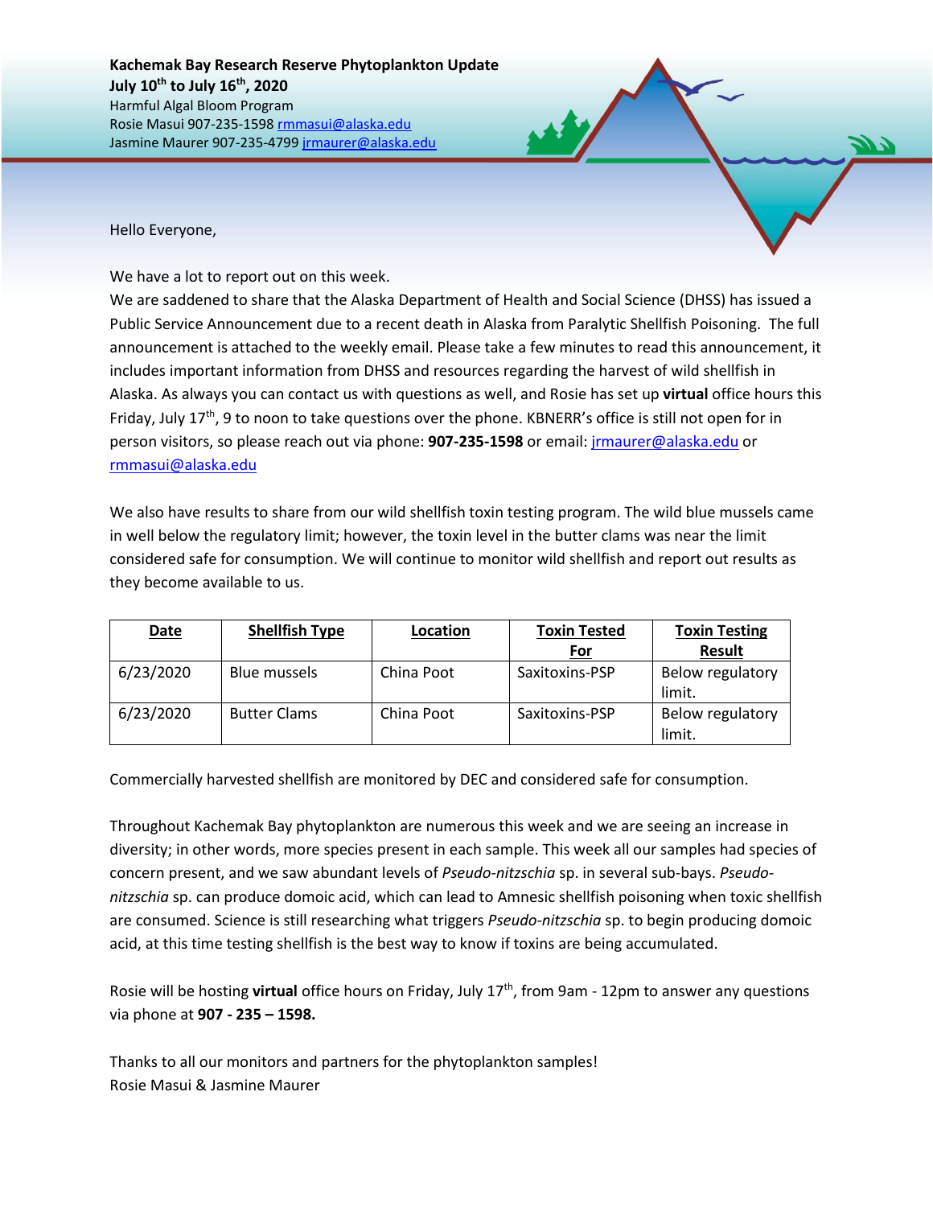**Kachemak Bay Research Reserve Phytoplankton Update**
**July 10th to July 16th, 2020**
Harmful Algal Bloom Program
Rosie Masui 907-235-1598 rmmasui@alaska.edu
Jasmine Maurer 907-235-4799 jrmaurer@alaska.edu

Hello Everyone,

We have a lot to report out on this week.
We are saddened to share that the Alaska Department of Health and Social Science (DHSS) has issued a Public Service Announcement due to a recent death in Alaska from Paralytic Shellfish Poisoning. The full announcement is attached to the weekly email. Please take a few minutes to read this announcement, it includes important information from DHSS and resources regarding the harvest of wild shellfish in Alaska. As always you can contact us with questions as well, and Rosie has set up **virtual** office hours this Friday, July 17th, 9 to noon to take questions over the phone. KBNERR's office is still not open for in person visitors, so please reach out via phone: **907-235-1598** or email: jrmaurer@alaska.edu or rmmasui@alaska.edu

We also have results to share from our wild shellfish toxin testing program. The wild blue mussels came in well below the regulatory limit; however, the toxin level in the butter clams was near the limit considered safe for consumption. We will continue to monitor wild shellfish and report out results as they become available to us.

| Date | Shellfish Type | Location | Toxin Tested For | Toxin Testing Result |
|---|---|---|---|---|
| 6/23/2020 | Blue mussels | China Poot | Saxitoxins-PSP | Below regulatory limit. |
| 6/23/2020 | Butter Clams | China Poot | Saxitoxins-PSP | Below regulatory limit. |

Commercially harvested shellfish are monitored by DEC and considered safe for consumption.

Throughout Kachemak Bay phytoplankton are numerous this week and we are seeing an increase in diversity; in other words, more species present in each sample. This week all our samples had species of concern present, and we saw abundant levels of *Pseudo-nitzschia* sp. in several sub-bays. *Pseudo-nitzschia* sp. can produce domoic acid, which can lead to Amnesic shellfish poisoning when toxic shellfish are consumed. Science is still researching what triggers *Pseudo-nitzschia* sp. to begin producing domoic acid, at this time testing shellfish is the best way to know if toxins are being accumulated.

Rosie will be hosting **virtual** office hours on Friday, July 17th, from 9am - 12pm to answer any questions via phone at **907 - 235 – 1598.**

Thanks to all our monitors and partners for the phytoplankton samples!
Rosie Masui & Jasmine Maurer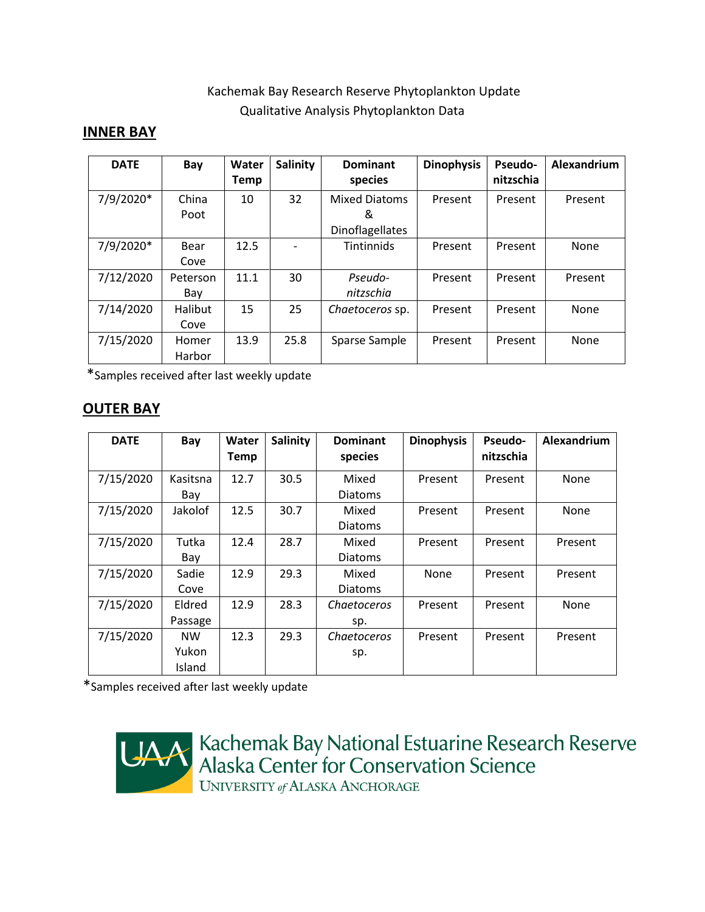Kachemak Bay Research Reserve Phytoplankton Update
Qualitative Analysis Phytoplankton Data

## INNER BAY

| DATE | Bay | Water Temp | Salinity | Dominant species | Dinophysis | Pseudo-nitzschia | Alexandrium |
|---|---|---|---|---|---|---|---|
| 7/9/2020* | China Poot | 10 | 32 | Mixed Diatoms & Dinoflagellates | Present | Present | Present |
| 7/9/2020* | Bear Cove | 12.5 | - | Tintinnids | Present | Present | None |
| 7/12/2020 | Peterson Bay | 11.1 | 30 | *Pseudo-nitzschia* | Present | Present | Present |
| 7/14/2020 | Halibut Cove | 15 | 25 | *Chaetoceros* sp. | Present | Present | None |
| 7/15/2020 | Homer Harbor | 13.9 | 25.8 | Sparse Sample | Present | Present | None |

*Samples received after last weekly update

## OUTER BAY

| DATE | Bay | Water Temp | Salinity | Dominant species | Dinophysis | Pseudo-nitzschia | Alexandrium |
|---|---|---|---|---|---|---|---|
| 7/15/2020 | Kasitsna Bay | 12.7 | 30.5 | Mixed Diatoms | Present | Present | None |
| 7/15/2020 | Jakolof | 12.5 | 30.7 | Mixed Diatoms | Present | Present | None |
| 7/15/2020 | Tutka Bay | 12.4 | 28.7 | Mixed Diatoms | Present | Present | Present |
| 7/15/2020 | Sadie Cove | 12.9 | 29.3 | Mixed Diatoms | None | Present | Present |
| 7/15/2020 | Eldred Passage | 12.9 | 28.3 | *Chaetoceros* sp. | Present | Present | None |
| 7/15/2020 | NW Yukon Island | 12.3 | 29.3 | *Chaetoceros* sp. | Present | Present | Present |

*Samples received after last weekly update

UAA Kachemak Bay National Estuarine Research Reserve
Alaska Center for Conservation Science
University of Alaska Anchorage